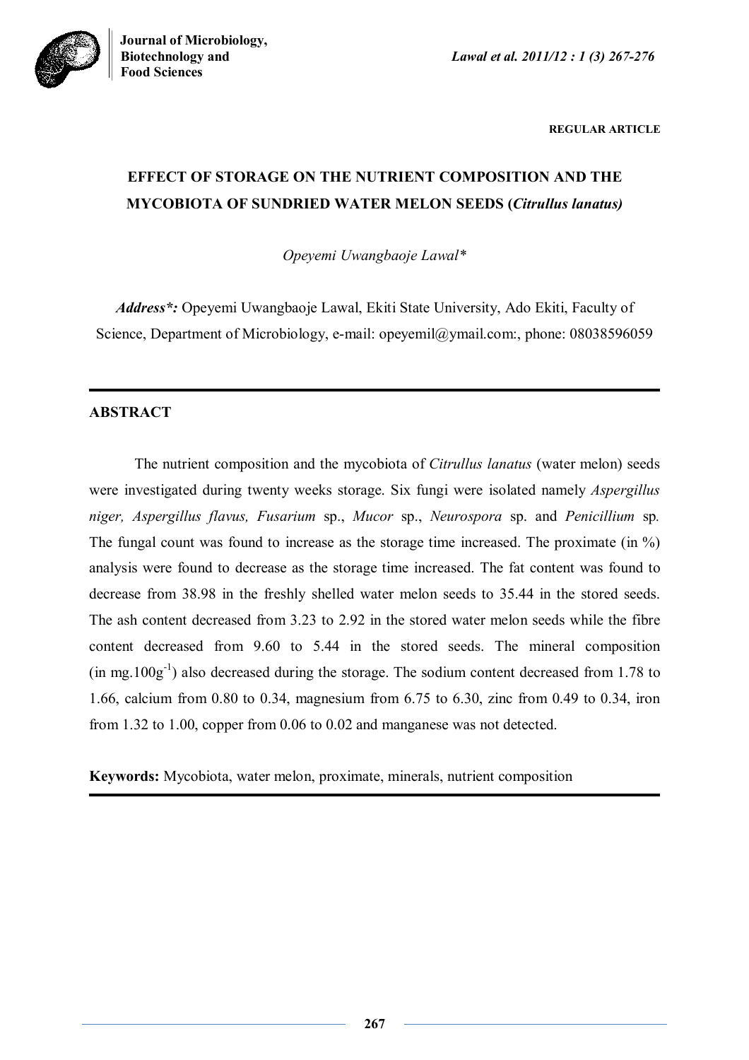**REGULAR ARTICLE**

# EFFECT OF STORAGE ON THE NUTRIENT COMPOSITION AND THE MYCOBIOTA OF SUNDRIED WATER MELON SEEDS (*Citrullus lanatus)*

*Opeyemi Uwangbaoje Lawal**

***Address*:*** Opeyemi Uwangbaoje Lawal, Ekiti State University, Ado Ekiti, Faculty of Science, Department of Microbiology, e-mail: opeyemil@ymail.com:, phone: 08038596059

## ABSTRACT

The nutrient composition and the mycobiota of *Citrullus lanatus* (water melon) seeds were investigated during twenty weeks storage. Six fungi were isolated namely *Aspergillus niger, Aspergillus flavus, Fusarium* sp., *Mucor* sp., *Neurospora* sp. and *Penicillium* sp. The fungal count was found to increase as the storage time increased. The proximate (in %) analysis were found to decrease as the storage time increased. The fat content was found to decrease from 38.98 in the freshly shelled water melon seeds to 35.44 in the stored seeds. The ash content decreased from 3.23 to 2.92 in the stored water melon seeds while the fibre content decreased from 9.60 to 5.44 in the stored seeds. The mineral composition (in mg.100g$^{-1}$) also decreased during the storage. The sodium content decreased from 1.78 to 1.66, calcium from 0.80 to 0.34, magnesium from 6.75 to 6.30, zinc from 0.49 to 0.34, iron from 1.32 to 1.00, copper from 0.06 to 0.02 and manganese was not detected.

**Keywords:** Mycobiota, water melon, proximate, minerals, nutrient composition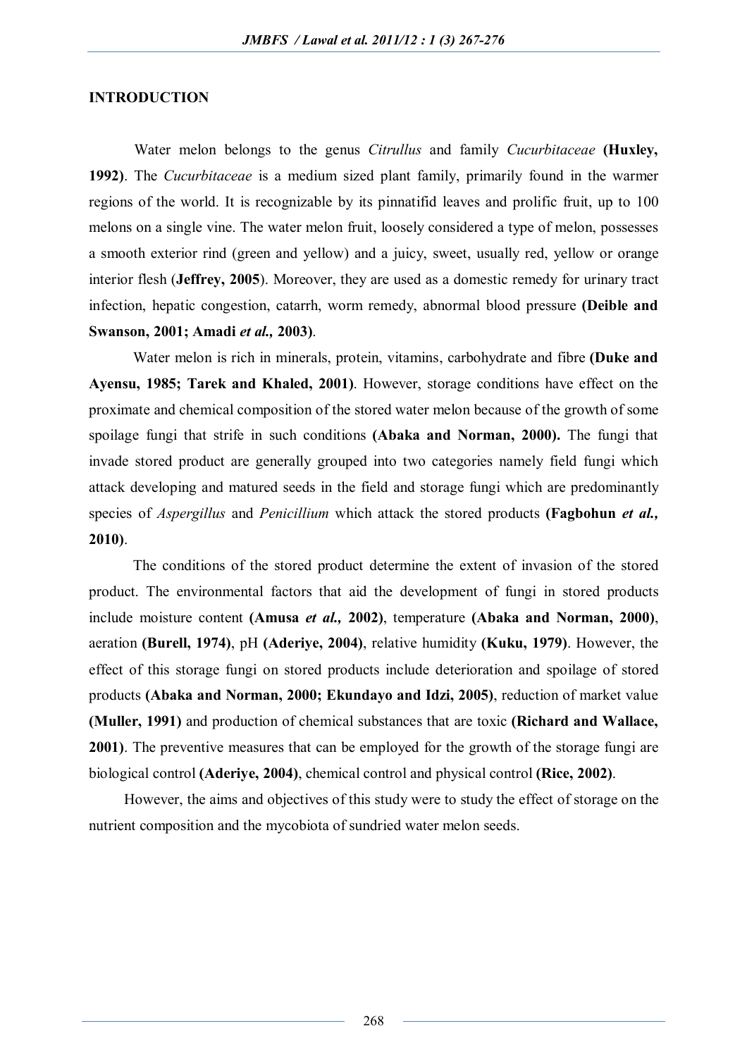## INTRODUCTION

Water melon belongs to the genus *Citrullus* and family *Cucurbitaceae* **(Huxley, 1992)**. The *Cucurbitaceae* is a medium sized plant family, primarily found in the warmer regions of the world. It is recognizable by its pinnatifid leaves and prolific fruit, up to 100 melons on a single vine. The water melon fruit, loosely considered a type of melon, possesses a smooth exterior rind (green and yellow) and a juicy, sweet, usually red, yellow or orange interior flesh (**Jeffrey, 2005**). Moreover, they are used as a domestic remedy for urinary tract infection, hepatic congestion, catarrh, worm remedy, abnormal blood pressure **(Deible and Swanson, 2001; Amadi *et al.,* 2003)**.

Water melon is rich in minerals, protein, vitamins, carbohydrate and fibre **(Duke and Ayensu, 1985; Tarek and Khaled, 2001)**. However, storage conditions have effect on the proximate and chemical composition of the stored water melon because of the growth of some spoilage fungi that strife in such conditions **(Abaka and Norman, 2000).** The fungi that invade stored product are generally grouped into two categories namely field fungi which attack developing and matured seeds in the field and storage fungi which are predominantly species of *Aspergillus* and *Penicillium* which attack the stored products **(Fagbohun *et al.,* 2010)**.

The conditions of the stored product determine the extent of invasion of the stored product. The environmental factors that aid the development of fungi in stored products include moisture content **(Amusa *et al.,* 2002)**, temperature **(Abaka and Norman, 2000)**, aeration **(Burell, 1974)**, pH **(Aderiye, 2004)**, relative humidity **(Kuku, 1979)**. However, the effect of this storage fungi on stored products include deterioration and spoilage of stored products **(Abaka and Norman, 2000; Ekundayo and Idzi, 2005)**, reduction of market value **(Muller, 1991)** and production of chemical substances that are toxic **(Richard and Wallace, 2001)**. The preventive measures that can be employed for the growth of the storage fungi are biological control **(Aderiye, 2004)**, chemical control and physical control **(Rice, 2002)**.

However, the aims and objectives of this study were to study the effect of storage on the nutrient composition and the mycobiota of sundried water melon seeds.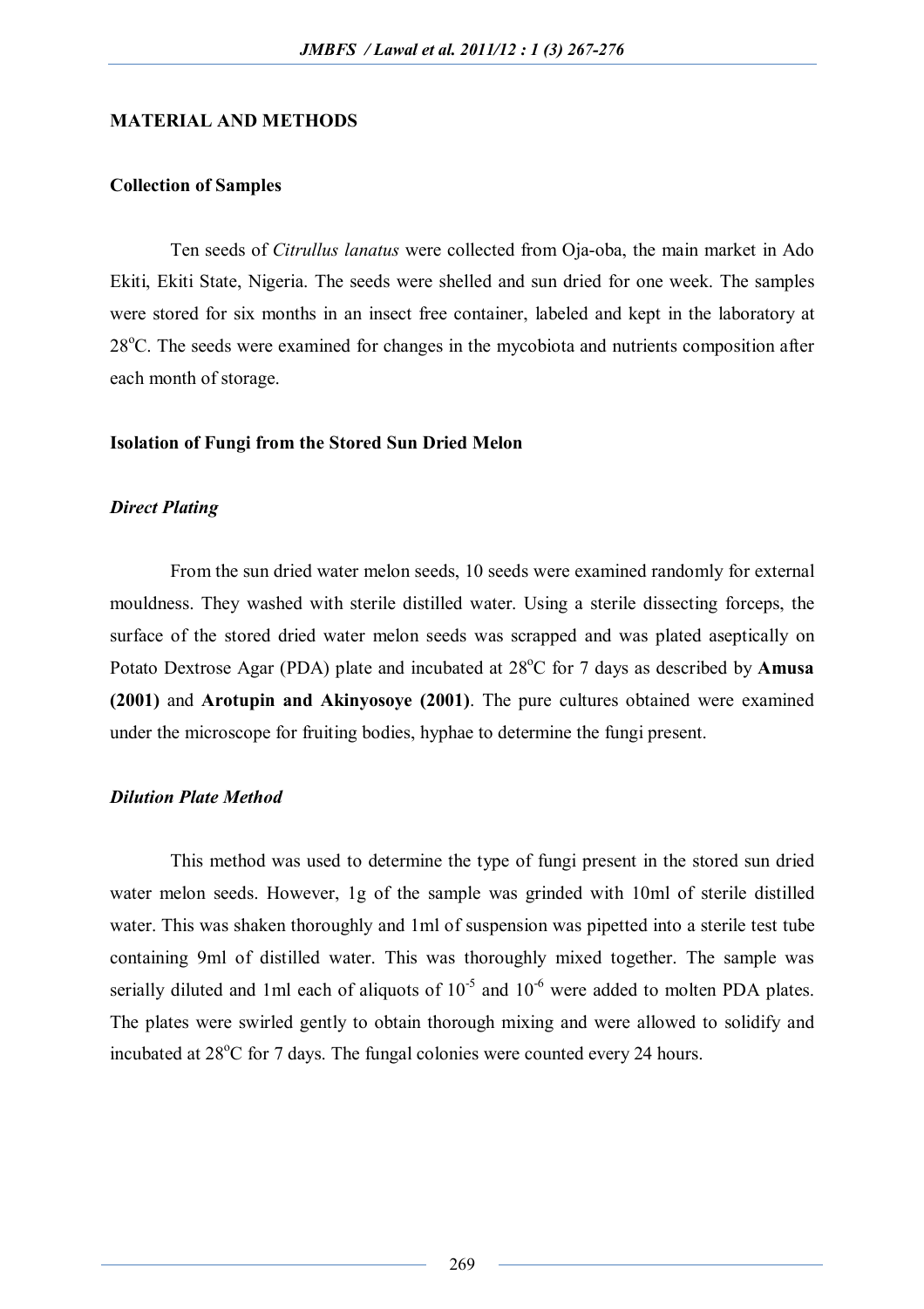## MATERIAL AND METHODS

### Collection of Samples

Ten seeds of *Citrullus lanatus* were collected from Oja-oba, the main market in Ado Ekiti, Ekiti State, Nigeria. The seeds were shelled and sun dried for one week. The samples were stored for six months in an insect free container, labeled and kept in the laboratory at 28$^o$C. The seeds were examined for changes in the mycobiota and nutrients composition after each month of storage.

### Isolation of Fungi from the Stored Sun Dried Melon

#### *Direct Plating*

From the sun dried water melon seeds, 10 seeds were examined randomly for external mouldness. They washed with sterile distilled water. Using a sterile dissecting forceps, the surface of the stored dried water melon seeds was scrapped and was plated aseptically on Potato Dextrose Agar (PDA) plate and incubated at 28$^o$C for 7 days as described by **Amusa (2001)** and **Arotupin and Akinyosoye (2001)**. The pure cultures obtained were examined under the microscope for fruiting bodies, hyphae to determine the fungi present.

#### *Dilution Plate Method*

This method was used to determine the type of fungi present in the stored sun dried water melon seeds. However, 1g of the sample was grinded with 10ml of sterile distilled water. This was shaken thoroughly and 1ml of suspension was pipetted into a sterile test tube containing 9ml of distilled water. This was thoroughly mixed together. The sample was serially diluted and 1ml each of aliquots of $10^{-5}$ and $10^{-6}$ were added to molten PDA plates. The plates were swirled gently to obtain thorough mixing and were allowed to solidify and incubated at 28$^o$C for 7 days. The fungal colonies were counted every 24 hours.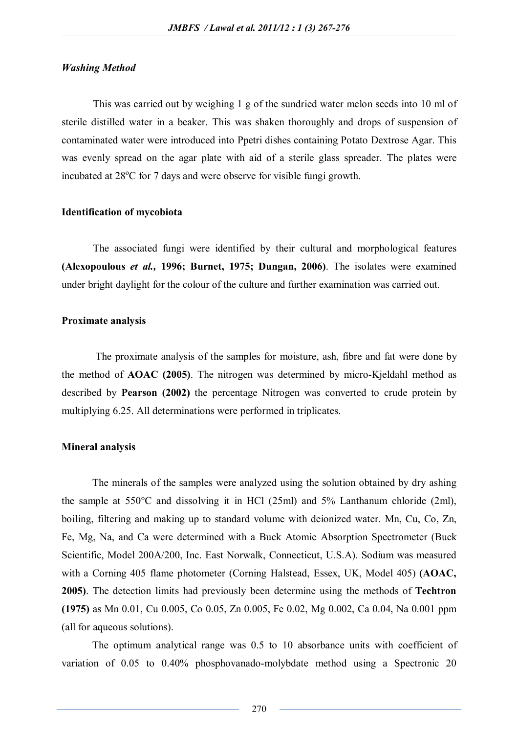### *Washing Method*

This was carried out by weighing 1 g of the sundried water melon seeds into 10 ml of sterile distilled water in a beaker. This was shaken thoroughly and drops of suspension of contaminated water were introduced into Ppetri dishes containing Potato Dextrose Agar. This was evenly spread on the agar plate with aid of a sterile glass spreader. The plates were incubated at 28$^o$C for 7 days and were observe for visible fungi growth.

### Identification of mycobiota

The associated fungi were identified by their cultural and morphological features **(Alexopoulous *et al.*, 1996; Burnet, 1975; Dungan, 2006)**. The isolates were examined under bright daylight for the colour of the culture and further examination was carried out.

### Proximate analysis

The proximate analysis of the samples for moisture, ash, fibre and fat were done by the method of **AOAC (2005)**. The nitrogen was determined by micro-Kjeldahl method as described by **Pearson (2002)** the percentage Nitrogen was converted to crude protein by multiplying 6.25. All determinations were performed in triplicates.

### Mineral analysis

The minerals of the samples were analyzed using the solution obtained by dry ashing the sample at 550°C and dissolving it in HCl (25ml) and 5% Lanthanum chloride (2ml), boiling, filtering and making up to standard volume with deionized water. Mn, Cu, Co, Zn, Fe, Mg, Na, and Ca were determined with a Buck Atomic Absorption Spectrometer (Buck Scientific, Model 200A/200, Inc. East Norwalk, Connecticut, U.S.A). Sodium was measured with a Corning 405 flame photometer (Corning Halstead, Essex, UK, Model 405) **(AOAC, 2005)**. The detection limits had previously been determine using the methods of **Techtron (1975)** as Mn 0.01, Cu 0.005, Co 0.05, Zn 0.005, Fe 0.02, Mg 0.002, Ca 0.04, Na 0.001 ppm (all for aqueous solutions).

The optimum analytical range was 0.5 to 10 absorbance units with coefficient of variation of 0.05 to 0.40% phosphovanado-molybdate method using a Spectronic 20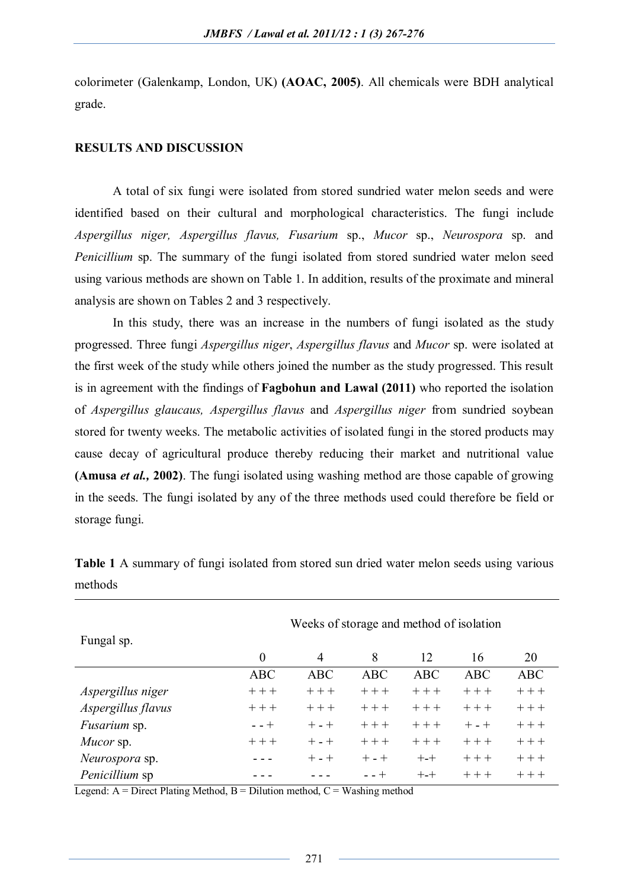colorimeter (Galenkamp, London, UK) **(AOAC, 2005)**. All chemicals were BDH analytical grade.

## RESULTS AND DISCUSSION

A total of six fungi were isolated from stored sundried water melon seeds and were identified based on their cultural and morphological characteristics. The fungi include *Aspergillus niger, Aspergillus flavus, Fusarium* sp., *Mucor* sp., *Neurospora* sp. and *Penicillium* sp. The summary of the fungi isolated from stored sundried water melon seed using various methods are shown on Table 1. In addition, results of the proximate and mineral analysis are shown on Tables 2 and 3 respectively.

In this study, there was an increase in the numbers of fungi isolated as the study progressed. Three fungi *Aspergillus niger*, *Aspergillus flavus* and *Mucor* sp. were isolated at the first week of the study while others joined the number as the study progressed. This result is in agreement with the findings of **Fagbohun and Lawal (2011)** who reported the isolation of *Aspergillus glaucaus, Aspergillus flavus* and *Aspergillus niger* from sundried soybean stored for twenty weeks. The metabolic activities of isolated fungi in the stored products may cause decay of agricultural produce thereby reducing their market and nutritional value **(Amusa *et al.,* 2002)**. The fungi isolated using washing method are those capable of growing in the seeds. The fungi isolated by any of the three methods used could therefore be field or storage fungi.

**Table 1** A summary of fungi isolated from stored sun dried water melon seeds using various methods

| Fungal sp. | Weeks of storage and method of isolation | | | | | |
|---|---|---|---|---|---|---|
| | 0 | 4 | 8 | 12 | 16 | 20 |
| | ABC | ABC | ABC | ABC | ABC | ABC |
| *Aspergillus niger* | + + + | + + + | + + + | + + + | + + + | + + + |
| *Aspergillus flavus* | + + + | + + + | + + + | + + + | + + + | + + + |
| *Fusarium* sp. | - - + | + - + | + + + | + + + | + - + | + + + |
| *Mucor* sp. | + + + | + - + | + + + | + + + | + + + | + + + |
| *Neurospora* sp. | - - - | + - + | + - + | +-+ | + + + | + + + |
| *Penicillium* sp | - - - | - - - | - - + | +-+ | + + + | + + + |

Legend: A = Direct Plating Method, B = Dilution method, C = Washing method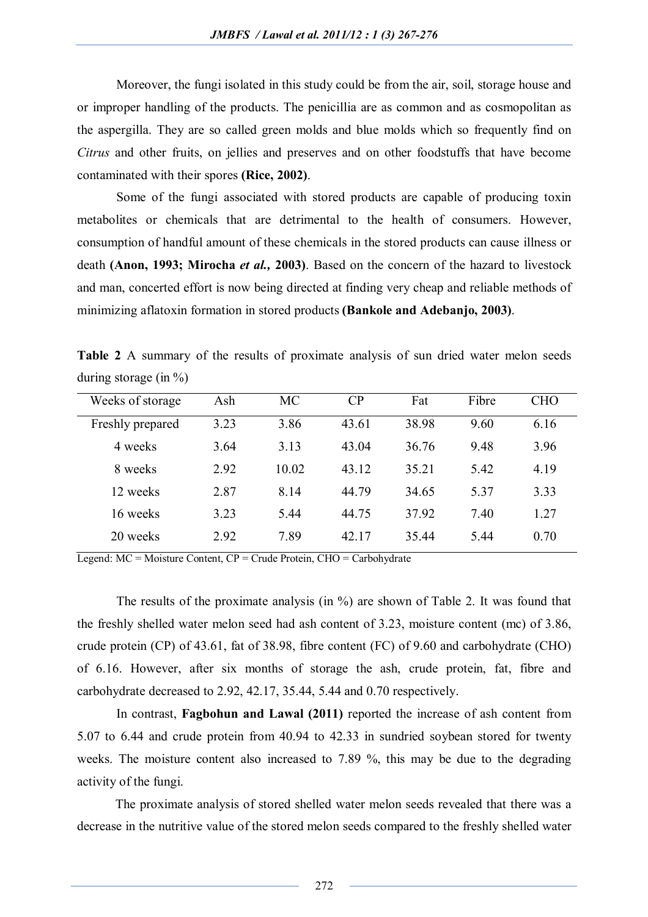Moreover, the fungi isolated in this study could be from the air, soil, storage house and or improper handling of the products. The penicillia are as common and as cosmopolitan as the aspergilla. They are so called green molds and blue molds which so frequently find on *Citrus* and other fruits, on jellies and preserves and on other foodstuffs that have become contaminated with their spores **(Rice, 2002)**.

Some of the fungi associated with stored products are capable of producing toxin metabolites or chemicals that are detrimental to the health of consumers. However, consumption of handful amount of these chemicals in the stored products can cause illness or death **(Anon, 1993; Mirocha *et al.,* 2003)**. Based on the concern of the hazard to livestock and man, concerted effort is now being directed at finding very cheap and reliable methods of minimizing aflatoxin formation in stored products **(Bankole and Adebanjo, 2003)**.

**Table 2** A summary of the results of proximate analysis of sun dried water melon seeds during storage (in %)

| Weeks of storage | Ash | MC | CP | Fat | Fibre | CHO |
|---|---|---|---|---|---|---|
| Freshly prepared | 3.23 | 3.86 | 43.61 | 38.98 | 9.60 | 6.16 |
| 4 weeks | 3.64 | 3.13 | 43.04 | 36.76 | 9.48 | 3.96 |
| 8 weeks | 2.92 | 10.02 | 43.12 | 35.21 | 5.42 | 4.19 |
| 12 weeks | 2.87 | 8.14 | 44.79 | 34.65 | 5.37 | 3.33 |
| 16 weeks | 3.23 | 5.44 | 44.75 | 37.92 | 7.40 | 1.27 |
| 20 weeks | 2.92 | 7.89 | 42.17 | 35.44 | 5.44 | 0.70 |

Legend: MC = Moisture Content, CP = Crude Protein, CHO = Carbohydrate

The results of the proximate analysis (in %) are shown of Table 2. It was found that the freshly shelled water melon seed had ash content of 3.23, moisture content (mc) of 3.86, crude protein (CP) of 43.61, fat of 38.98, fibre content (FC) of 9.60 and carbohydrate (CHO) of 6.16. However, after six months of storage the ash, crude protein, fat, fibre and carbohydrate decreased to 2.92, 42.17, 35.44, 5.44 and 0.70 respectively.

In contrast, **Fagbohun and Lawal (2011)** reported the increase of ash content from 5.07 to 6.44 and crude protein from 40.94 to 42.33 in sundried soybean stored for twenty weeks. The moisture content also increased to 7.89 %, this may be due to the degrading activity of the fungi.

The proximate analysis of stored shelled water melon seeds revealed that there was a decrease in the nutritive value of the stored melon seeds compared to the freshly shelled water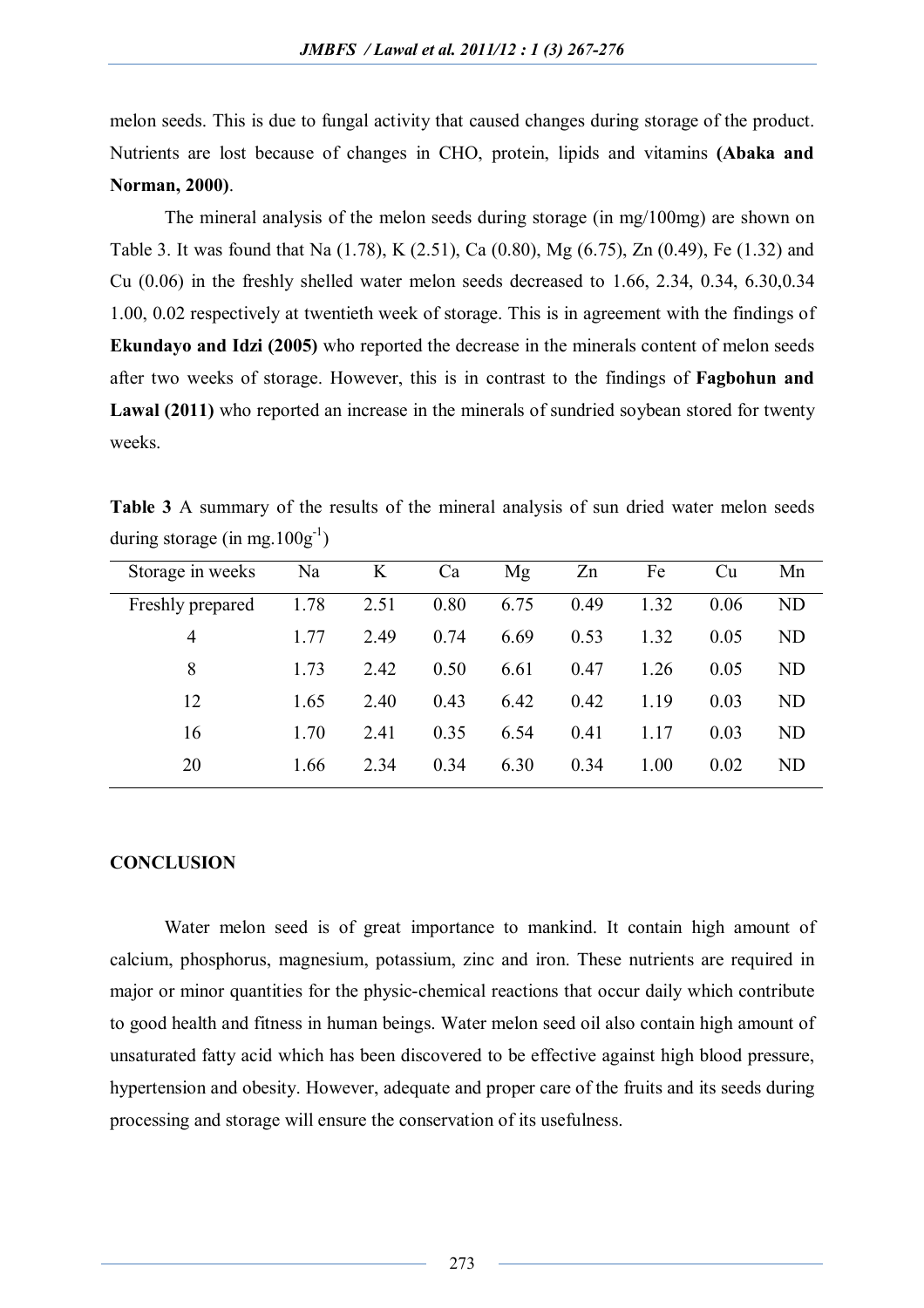melon seeds. This is due to fungal activity that caused changes during storage of the product. Nutrients are lost because of changes in CHO, protein, lipids and vitamins **(Abaka and Norman, 2000)**.

The mineral analysis of the melon seeds during storage (in mg/100mg) are shown on Table 3. It was found that Na (1.78), K (2.51), Ca (0.80), Mg (6.75), Zn (0.49), Fe (1.32) and Cu (0.06) in the freshly shelled water melon seeds decreased to 1.66, 2.34, 0.34, 6.30,0.34 1.00, 0.02 respectively at twentieth week of storage. This is in agreement with the findings of **Ekundayo and Idzi (2005)** who reported the decrease in the minerals content of melon seeds after two weeks of storage. However, this is in contrast to the findings of **Fagbohun and Lawal (2011)** who reported an increase in the minerals of sundried soybean stored for twenty weeks.

**Table 3** A summary of the results of the mineral analysis of sun dried water melon seeds during storage (in $mg.100g^{-1}$)

| Storage in weeks | Na | K | Ca | Mg | Zn | Fe | Cu | Mn |
|---|---|---|---|---|---|---|---|---|
| Freshly prepared | 1.78 | 2.51 | 0.80 | 6.75 | 0.49 | 1.32 | 0.06 | ND |
| 4 | 1.77 | 2.49 | 0.74 | 6.69 | 0.53 | 1.32 | 0.05 | ND |
| 8 | 1.73 | 2.42 | 0.50 | 6.61 | 0.47 | 1.26 | 0.05 | ND |
| 12 | 1.65 | 2.40 | 0.43 | 6.42 | 0.42 | 1.19 | 0.03 | ND |
| 16 | 1.70 | 2.41 | 0.35 | 6.54 | 0.41 | 1.17 | 0.03 | ND |
| 20 | 1.66 | 2.34 | 0.34 | 6.30 | 0.34 | 1.00 | 0.02 | ND |

## CONCLUSION

Water melon seed is of great importance to mankind. It contain high amount of calcium, phosphorus, magnesium, potassium, zinc and iron. These nutrients are required in major or minor quantities for the physic-chemical reactions that occur daily which contribute to good health and fitness in human beings. Water melon seed oil also contain high amount of unsaturated fatty acid which has been discovered to be effective against high blood pressure, hypertension and obesity. However, adequate and proper care of the fruits and its seeds during processing and storage will ensure the conservation of its usefulness.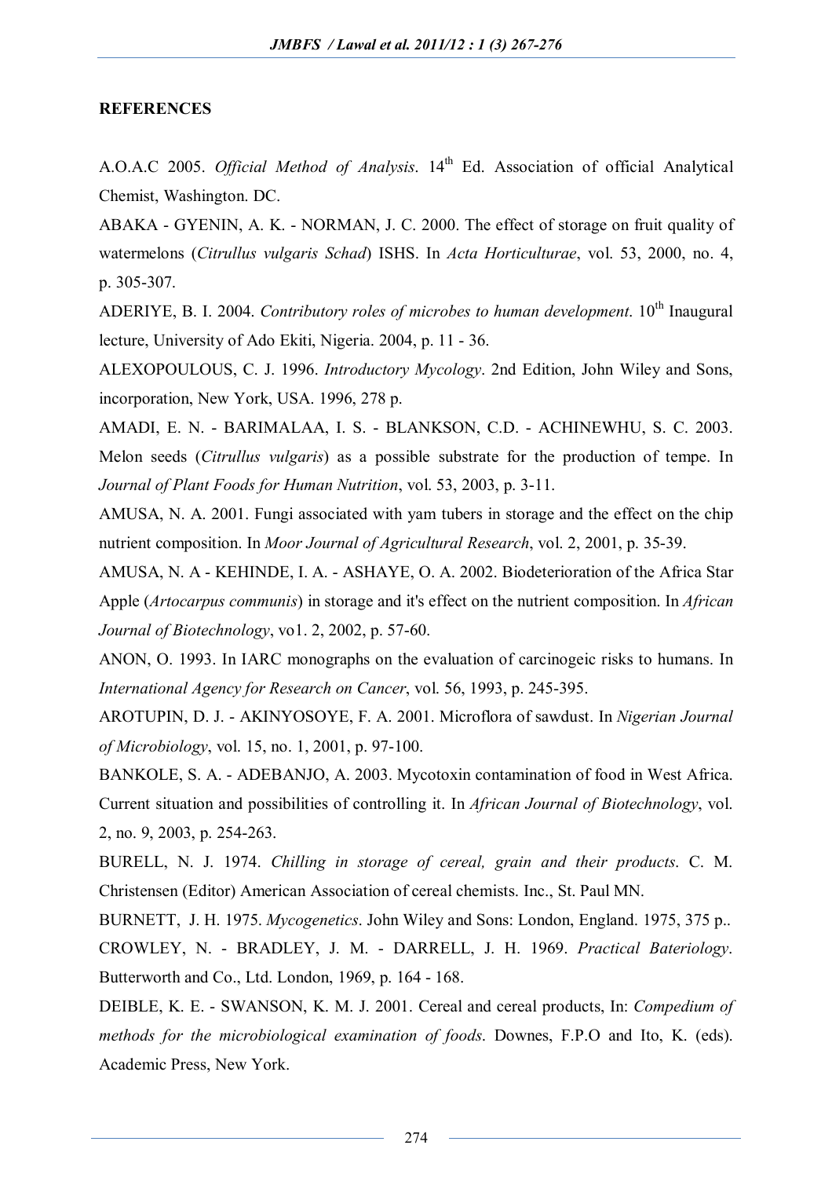## REFERENCES

A.O.A.C 2005. *Official Method of Analysis*. 14th Ed. Association of official Analytical Chemist, Washington. DC.

ABAKA - GYENIN, A. K. - NORMAN, J. C. 2000. The effect of storage on fruit quality of watermelons (*Citrullus vulgaris Schad*) ISHS. In *Acta Horticulturae*, vol. 53, 2000, no. 4, p. 305-307.

ADERIYE, B. I. 2004. *Contributory roles of microbes to human development*. 10th Inaugural lecture, University of Ado Ekiti, Nigeria. 2004, p. 11 - 36.

ALEXOPOULOUS, C. J. 1996. *Introductory Mycology*. 2nd Edition, John Wiley and Sons, incorporation, New York, USA. 1996, 278 p.

AMADI, E. N. - BARIMALAA, I. S. - BLANKSON, C.D. - ACHINEWHU, S. C. 2003. Melon seeds (*Citrullus vulgaris*) as a possible substrate for the production of tempe. In *Journal of Plant Foods for Human Nutrition*, vol. 53, 2003, p. 3-11.

AMUSA, N. A. 2001. Fungi associated with yam tubers in storage and the effect on the chip nutrient composition. In *Moor Journal of Agricultural Research*, vol. 2, 2001, p. 35-39.

AMUSA, N. A - KEHINDE, I. A. - ASHAYE, O. A. 2002. Biodeterioration of the Africa Star Apple (*Artocarpus communis*) in storage and it's effect on the nutrient composition. In *African Journal of Biotechnology*, vo1. 2, 2002, p. 57-60.

ANON, O. 1993. In IARC monographs on the evaluation of carcinogeic risks to humans. In *International Agency for Research on Cancer*, vol. 56, 1993, p. 245-395.

AROTUPIN, D. J. - AKINYOSOYE, F. A. 2001. Microflora of sawdust. In *Nigerian Journal of Microbiology*, vol. 15, no. 1, 2001, p. 97-100.

BANKOLE, S. A. - ADEBANJO, A. 2003. Mycotoxin contamination of food in West Africa. Current situation and possibilities of controlling it. In *African Journal of Biotechnology*, vol. 2, no. 9, 2003, p. 254-263.

BURELL, N. J. 1974. *Chilling in storage of cereal, grain and their products*. C. M. Christensen (Editor) American Association of cereal chemists. Inc., St. Paul MN.

BURNETT, J. H. 1975. *Mycogenetics*. John Wiley and Sons: London, England. 1975, 375 p..

CROWLEY, N. - BRADLEY, J. M. - DARRELL, J. H. 1969. *Practical Bateriology*. Butterworth and Co., Ltd. London, 1969, p. 164 - 168.

DEIBLE, K. E. - SWANSON, K. M. J. 2001. Cereal and cereal products, In: *Compedium of methods for the microbiological examination of foods*. Downes, F.P.O and Ito, K. (eds). Academic Press, New York.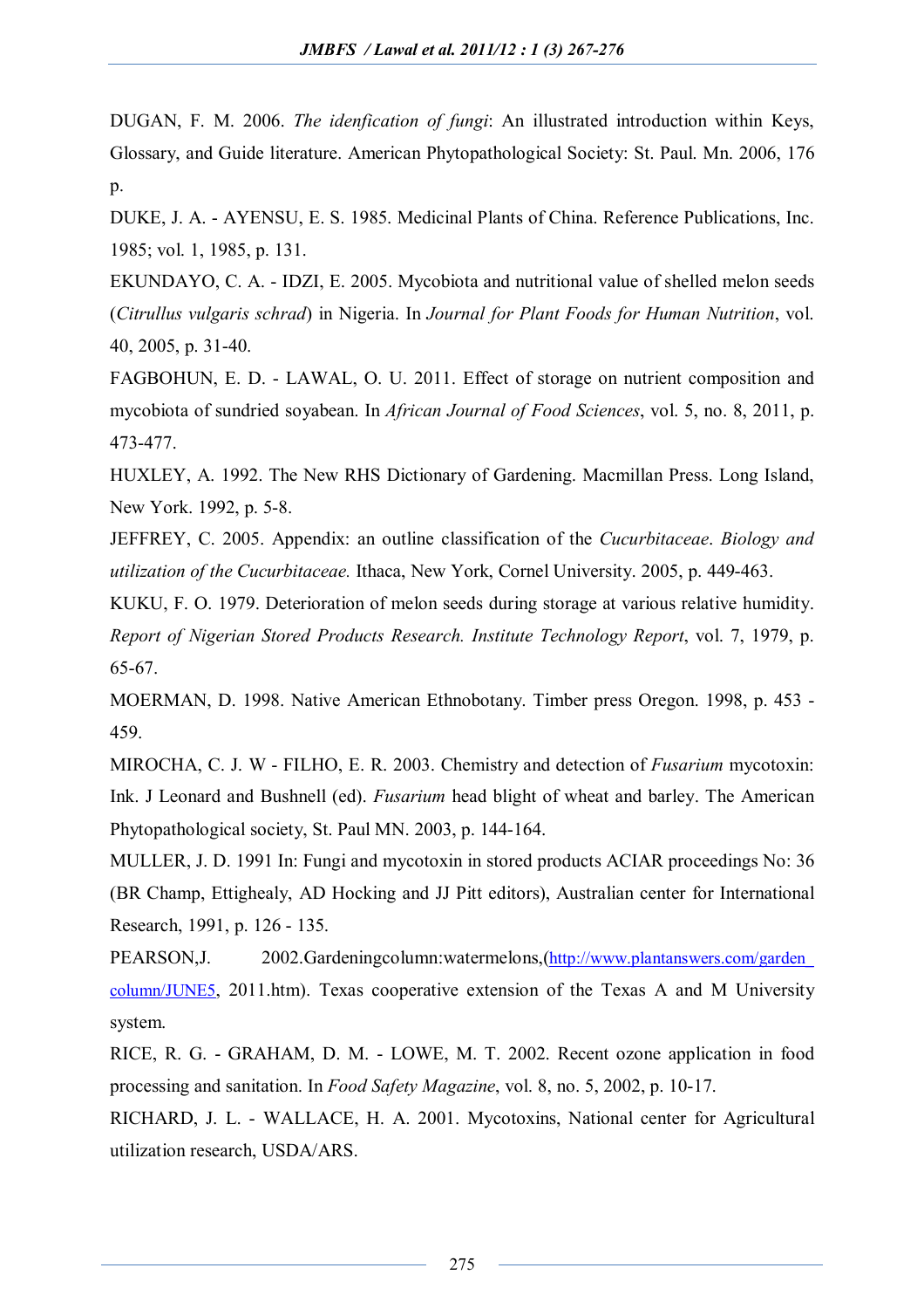DUGAN, F. M. 2006. *The idenfication of fungi*: An illustrated introduction within Keys, Glossary, and Guide literature. American Phytopathological Society: St. Paul. Mn. 2006, 176 p.

DUKE, J. A. - AYENSU, E. S. 1985. Medicinal Plants of China. Reference Publications, Inc. 1985; vol. 1, 1985, p. 131.

EKUNDAYO, C. A. - IDZI, E. 2005. Mycobiota and nutritional value of shelled melon seeds (*Citrullus vulgaris schrad*) in Nigeria. In *Journal for Plant Foods for Human Nutrition*, vol. 40, 2005, p. 31-40.

FAGBOHUN, E. D. - LAWAL, O. U. 2011. Effect of storage on nutrient composition and mycobiota of sundried soyabean. In *African Journal of Food Sciences*, vol. 5, no. 8, 2011, p. 473-477.

HUXLEY, A. 1992. The New RHS Dictionary of Gardening. Macmillan Press. Long Island, New York. 1992, p. 5-8.

JEFFREY, C. 2005. Appendix: an outline classification of the *Cucurbitaceae*. *Biology and utilization of the Cucurbitaceae.* Ithaca, New York, Cornel University. 2005, p. 449-463.

KUKU, F. O. 1979. Deterioration of melon seeds during storage at various relative humidity. *Report of Nigerian Stored Products Research. Institute Technology Report*, vol. 7, 1979, p. 65-67.

MOERMAN, D. 1998. Native American Ethnobotany. Timber press Oregon. 1998, p. 453 - 459.

MIROCHA, C. J. W - FILHO, E. R. 2003. Chemistry and detection of *Fusarium* mycotoxin: Ink. J Leonard and Bushnell (ed). *Fusarium* head blight of wheat and barley. The American Phytopathological society, St. Paul MN. 2003, p. 144-164.

MULLER, J. D. 1991 In: Fungi and mycotoxin in stored products ACIAR proceedings No: 36 (BR Champ, Ettighealy, AD Hocking and JJ Pitt editors), Australian center for International Research, 1991, p. 126 - 135.

PEARSON,J. 2002.Gardeningcolumn:watermelons,(http://www.plantanswers.com/garden column/JUNE5, 2011.htm). Texas cooperative extension of the Texas A and M University system.

RICE, R. G. - GRAHAM, D. M. - LOWE, M. T. 2002. Recent ozone application in food processing and sanitation. In *Food Safety Magazine*, vol. 8, no. 5, 2002, p. 10-17.

RICHARD, J. L. - WALLACE, H. A. 2001. Mycotoxins, National center for Agricultural utilization research, USDA/ARS.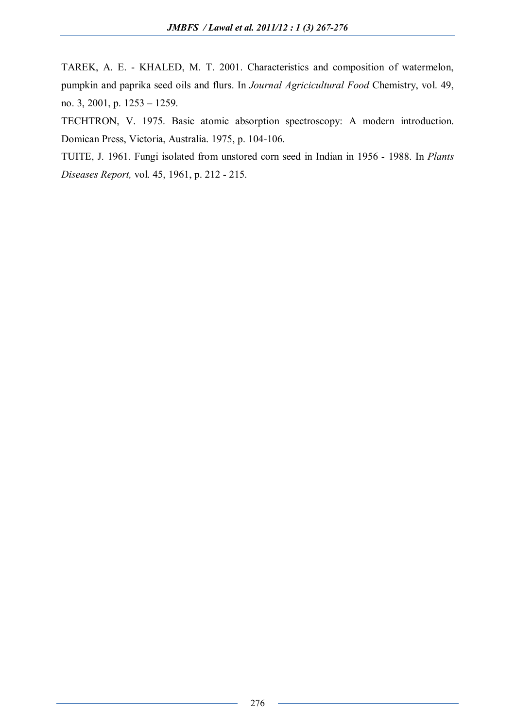TAREK, A. E. - KHALED, M. T. 2001. Characteristics and composition of watermelon, pumpkin and paprika seed oils and flurs. In *Journal Agricicultural Food* Chemistry, vol. 49, no. 3, 2001, p. 1253 – 1259.

TECHTRON, V. 1975. Basic atomic absorption spectroscopy: A modern introduction. Domican Press, Victoria, Australia. 1975, p. 104-106.

TUITE, J. 1961. Fungi isolated from unstored corn seed in Indian in 1956 - 1988. In *Plants Diseases Report,* vol. 45, 1961, p. 212 - 215.